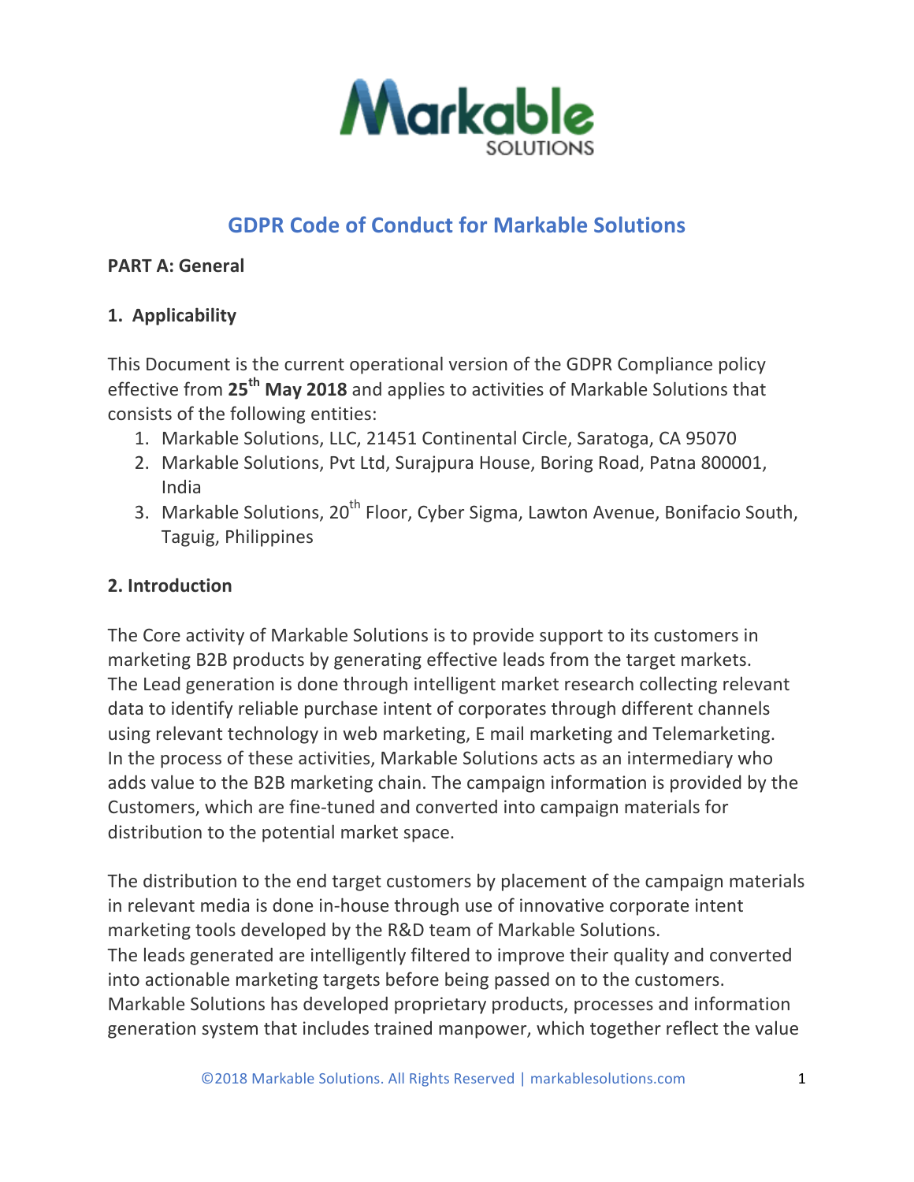# GDPR Code of Conduct for Markable Solutions

**PART A: General**

## 1. Applicability

This Document is the current operational version of the GDPR Compliance policy effective from **25th May 2018** and applies to activities of Markable Solutions that consists of the following entities:

1. Markable Solutions, LLC, 21451 Continental Circle, Saratoga, CA 95070
2. Markable Solutions, Pvt Ltd, Surajpura House, Boring Road, Patna 800001, India
3. Markable Solutions, 20th Floor, Cyber Sigma, Lawton Avenue, Bonifacio South, Taguig, Philippines

## 2. Introduction

The Core activity of Markable Solutions is to provide support to its customers in marketing B2B products by generating effective leads from the target markets. The Lead generation is done through intelligent market research collecting relevant data to identify reliable purchase intent of corporates through different channels using relevant technology in web marketing, E mail marketing and Telemarketing. In the process of these activities, Markable Solutions acts as an intermediary who adds value to the B2B marketing chain. The campaign information is provided by the Customers, which are fine-tuned and converted into campaign materials for distribution to the potential market space.

The distribution to the end target customers by placement of the campaign materials in relevant media is done in-house through use of innovative corporate intent marketing tools developed by the R&D team of Markable Solutions. The leads generated are intelligently filtered to improve their quality and converted into actionable marketing targets before being passed on to the customers. Markable Solutions has developed proprietary products, processes and information generation system that includes trained manpower, which together reflect the value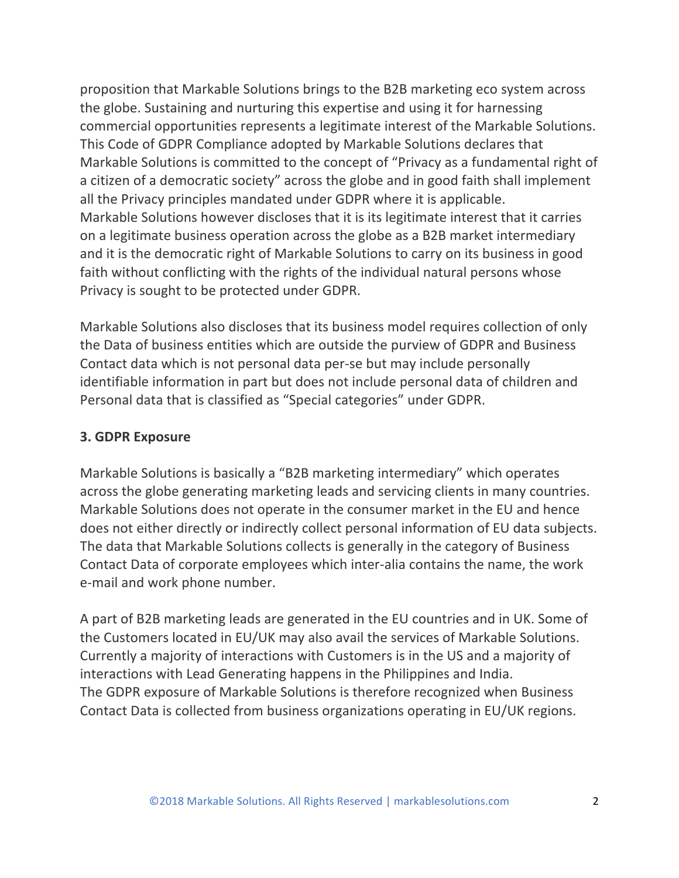proposition that Markable Solutions brings to the B2B marketing eco system across the globe. Sustaining and nurturing this expertise and using it for harnessing commercial opportunities represents a legitimate interest of the Markable Solutions. This Code of GDPR Compliance adopted by Markable Solutions declares that Markable Solutions is committed to the concept of "Privacy as a fundamental right of a citizen of a democratic society" across the globe and in good faith shall implement all the Privacy principles mandated under GDPR where it is applicable.
Markable Solutions however discloses that it is its legitimate interest that it carries on a legitimate business operation across the globe as a B2B market intermediary and it is the democratic right of Markable Solutions to carry on its business in good faith without conflicting with the rights of the individual natural persons whose Privacy is sought to be protected under GDPR.

Markable Solutions also discloses that its business model requires collection of only the Data of business entities which are outside the purview of GDPR and Business Contact data which is not personal data per-se but may include personally identifiable information in part but does not include personal data of children and Personal data that is classified as "Special categories" under GDPR.

### 3. GDPR Exposure

Markable Solutions is basically a "B2B marketing intermediary" which operates across the globe generating marketing leads and servicing clients in many countries. Markable Solutions does not operate in the consumer market in the EU and hence does not either directly or indirectly collect personal information of EU data subjects. The data that Markable Solutions collects is generally in the category of Business Contact Data of corporate employees which inter-alia contains the name, the work e-mail and work phone number.

A part of B2B marketing leads are generated in the EU countries and in UK. Some of the Customers located in EU/UK may also avail the services of Markable Solutions. Currently a majority of interactions with Customers is in the US and a majority of interactions with Lead Generating happens in the Philippines and India.
The GDPR exposure of Markable Solutions is therefore recognized when Business Contact Data is collected from business organizations operating in EU/UK regions.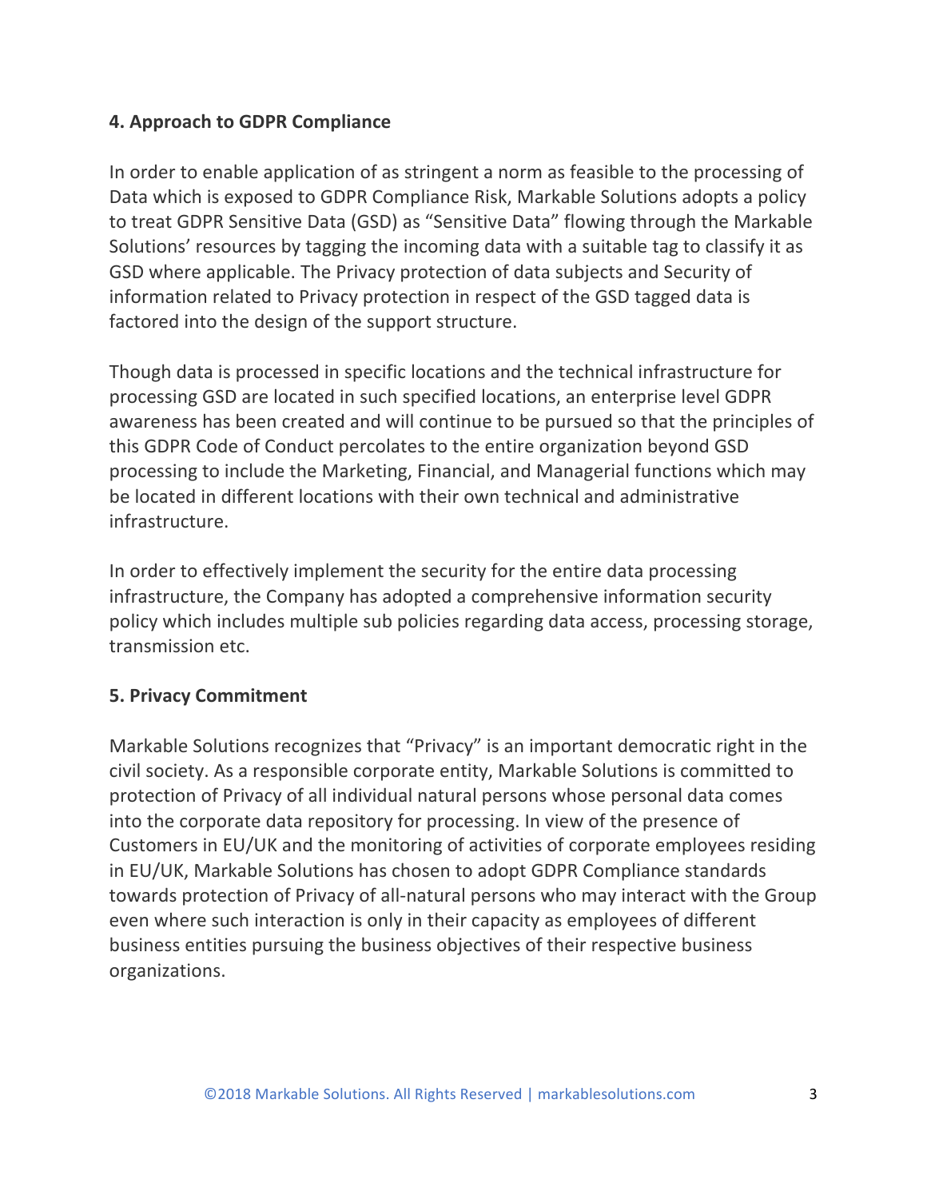## 4. Approach to GDPR Compliance

In order to enable application of as stringent a norm as feasible to the processing of Data which is exposed to GDPR Compliance Risk, Markable Solutions adopts a policy to treat GDPR Sensitive Data (GSD) as "Sensitive Data" flowing through the Markable Solutions' resources by tagging the incoming data with a suitable tag to classify it as GSD where applicable. The Privacy protection of data subjects and Security of information related to Privacy protection in respect of the GSD tagged data is factored into the design of the support structure.

Though data is processed in specific locations and the technical infrastructure for processing GSD are located in such specified locations, an enterprise level GDPR awareness has been created and will continue to be pursued so that the principles of this GDPR Code of Conduct percolates to the entire organization beyond GSD processing to include the Marketing, Financial, and Managerial functions which may be located in different locations with their own technical and administrative infrastructure.

In order to effectively implement the security for the entire data processing infrastructure, the Company has adopted a comprehensive information security policy which includes multiple sub policies regarding data access, processing storage, transmission etc.

## 5. Privacy Commitment

Markable Solutions recognizes that "Privacy" is an important democratic right in the civil society. As a responsible corporate entity, Markable Solutions is committed to protection of Privacy of all individual natural persons whose personal data comes into the corporate data repository for processing. In view of the presence of Customers in EU/UK and the monitoring of activities of corporate employees residing in EU/UK, Markable Solutions has chosen to adopt GDPR Compliance standards towards protection of Privacy of all-natural persons who may interact with the Group even where such interaction is only in their capacity as employees of different business entities pursuing the business objectives of their respective business organizations.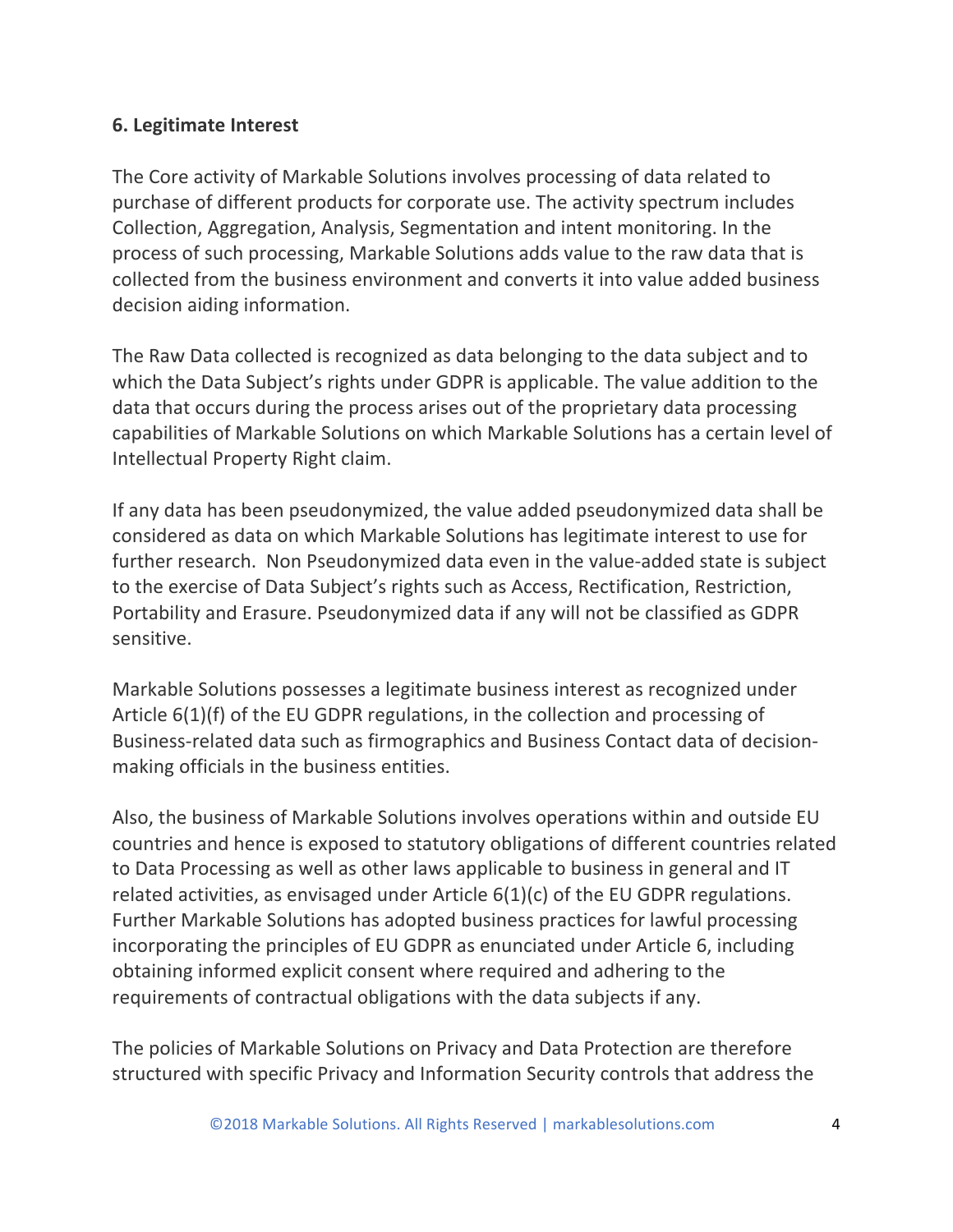**6. Legitimate Interest**

The Core activity of Markable Solutions involves processing of data related to purchase of different products for corporate use. The activity spectrum includes Collection, Aggregation, Analysis, Segmentation and intent monitoring. In the process of such processing, Markable Solutions adds value to the raw data that is collected from the business environment and converts it into value added business decision aiding information.

The Raw Data collected is recognized as data belonging to the data subject and to which the Data Subject's rights under GDPR is applicable. The value addition to the data that occurs during the process arises out of the proprietary data processing capabilities of Markable Solutions on which Markable Solutions has a certain level of Intellectual Property Right claim.

If any data has been pseudonymized, the value added pseudonymized data shall be considered as data on which Markable Solutions has legitimate interest to use for further research. Non Pseudonymized data even in the value-added state is subject to the exercise of Data Subject's rights such as Access, Rectification, Restriction, Portability and Erasure. Pseudonymized data if any will not be classified as GDPR sensitive.

Markable Solutions possesses a legitimate business interest as recognized under Article 6(1)(f) of the EU GDPR regulations, in the collection and processing of Business-related data such as firmographics and Business Contact data of decision-making officials in the business entities.

Also, the business of Markable Solutions involves operations within and outside EU countries and hence is exposed to statutory obligations of different countries related to Data Processing as well as other laws applicable to business in general and IT related activities, as envisaged under Article 6(1)(c) of the EU GDPR regulations. Further Markable Solutions has adopted business practices for lawful processing incorporating the principles of EU GDPR as enunciated under Article 6, including obtaining informed explicit consent where required and adhering to the requirements of contractual obligations with the data subjects if any.

The policies of Markable Solutions on Privacy and Data Protection are therefore structured with specific Privacy and Information Security controls that address the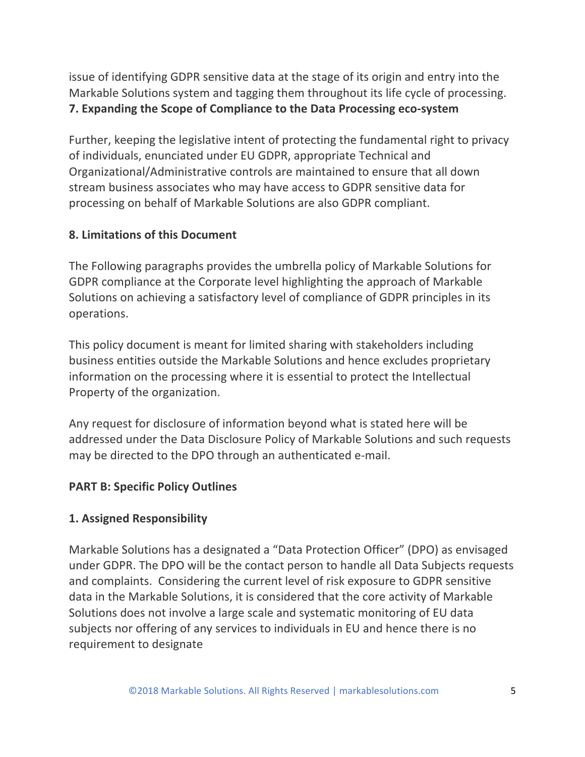issue of identifying GDPR sensitive data at the stage of its origin and entry into the Markable Solutions system and tagging them throughout its life cycle of processing.

**7. Expanding the Scope of Compliance to the Data Processing eco-system**

Further, keeping the legislative intent of protecting the fundamental right to privacy of individuals, enunciated under EU GDPR, appropriate Technical and Organizational/Administrative controls are maintained to ensure that all down stream business associates who may have access to GDPR sensitive data for processing on behalf of Markable Solutions are also GDPR compliant.

**8. Limitations of this Document**

The Following paragraphs provides the umbrella policy of Markable Solutions for GDPR compliance at the Corporate level highlighting the approach of Markable Solutions on achieving a satisfactory level of compliance of GDPR principles in its operations.

This policy document is meant for limited sharing with stakeholders including business entities outside the Markable Solutions and hence excludes proprietary information on the processing where it is essential to protect the Intellectual Property of the organization.

Any request for disclosure of information beyond what is stated here will be addressed under the Data Disclosure Policy of Markable Solutions and such requests may be directed to the DPO through an authenticated e-mail.

**PART B: Specific Policy Outlines**

**1. Assigned Responsibility**

Markable Solutions has a designated a "Data Protection Officer" (DPO) as envisaged under GDPR. The DPO will be the contact person to handle all Data Subjects requests and complaints. Considering the current level of risk exposure to GDPR sensitive data in the Markable Solutions, it is considered that the core activity of Markable Solutions does not involve a large scale and systematic monitoring of EU data subjects nor offering of any services to individuals in EU and hence there is no requirement to designate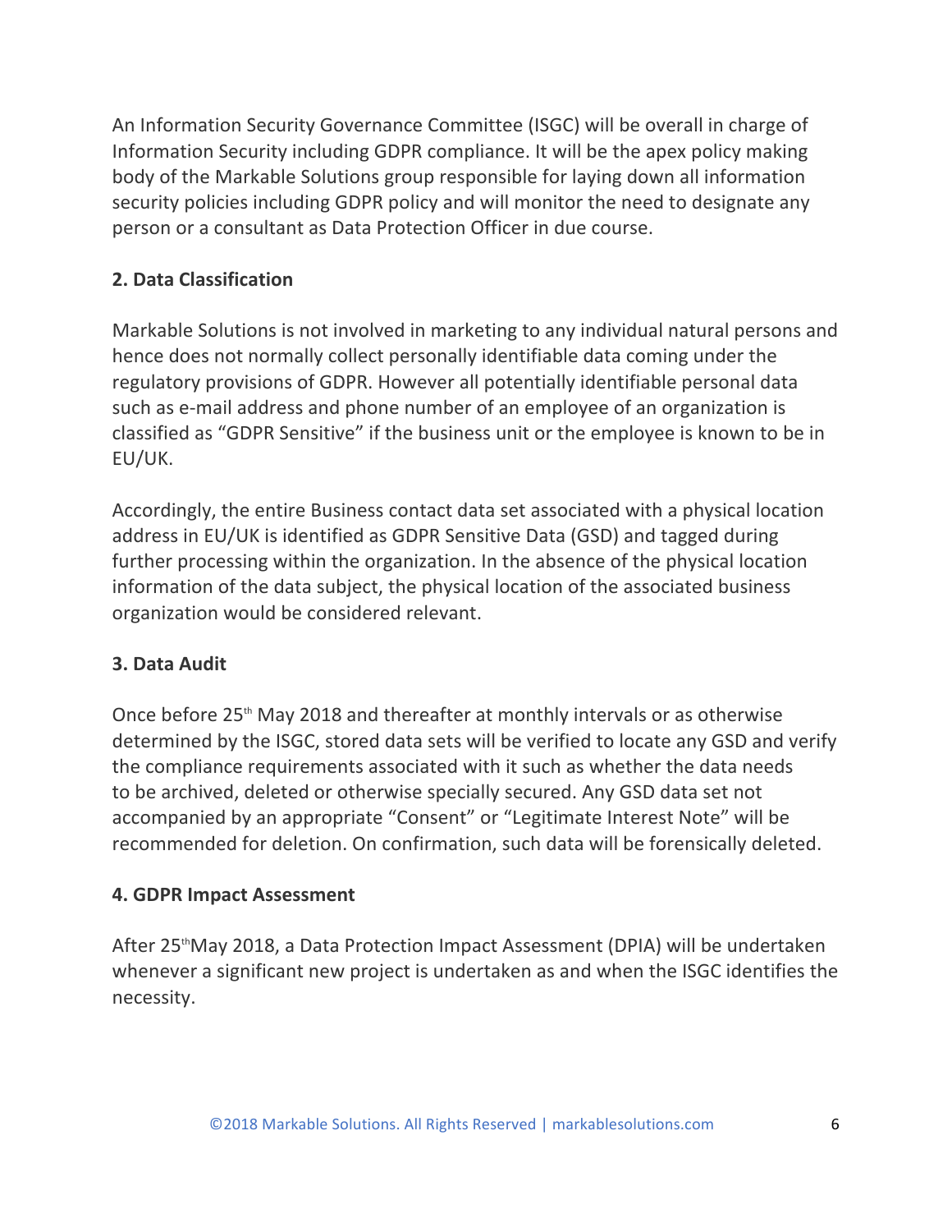An Information Security Governance Committee (ISGC) will be overall in charge of Information Security including GDPR compliance. It will be the apex policy making body of the Markable Solutions group responsible for laying down all information security policies including GDPR policy and will monitor the need to designate any person or a consultant as Data Protection Officer in due course.

### 2. Data Classification

Markable Solutions is not involved in marketing to any individual natural persons and hence does not normally collect personally identifiable data coming under the regulatory provisions of GDPR. However all potentially identifiable personal data such as e-mail address and phone number of an employee of an organization is classified as "GDPR Sensitive" if the business unit or the employee is known to be in EU/UK.

Accordingly, the entire Business contact data set associated with a physical location address in EU/UK is identified as GDPR Sensitive Data (GSD) and tagged during further processing within the organization. In the absence of the physical location information of the data subject, the physical location of the associated business organization would be considered relevant.

### 3. Data Audit

Once before 25th May 2018 and thereafter at monthly intervals or as otherwise determined by the ISGC, stored data sets will be verified to locate any GSD and verify the compliance requirements associated with it such as whether the data needs to be archived, deleted or otherwise specially secured. Any GSD data set not accompanied by an appropriate "Consent" or "Legitimate Interest Note" will be recommended for deletion. On confirmation, such data will be forensically deleted.

### 4. GDPR Impact Assessment

After 25th May 2018, a Data Protection Impact Assessment (DPIA) will be undertaken whenever a significant new project is undertaken as and when the ISGC identifies the necessity.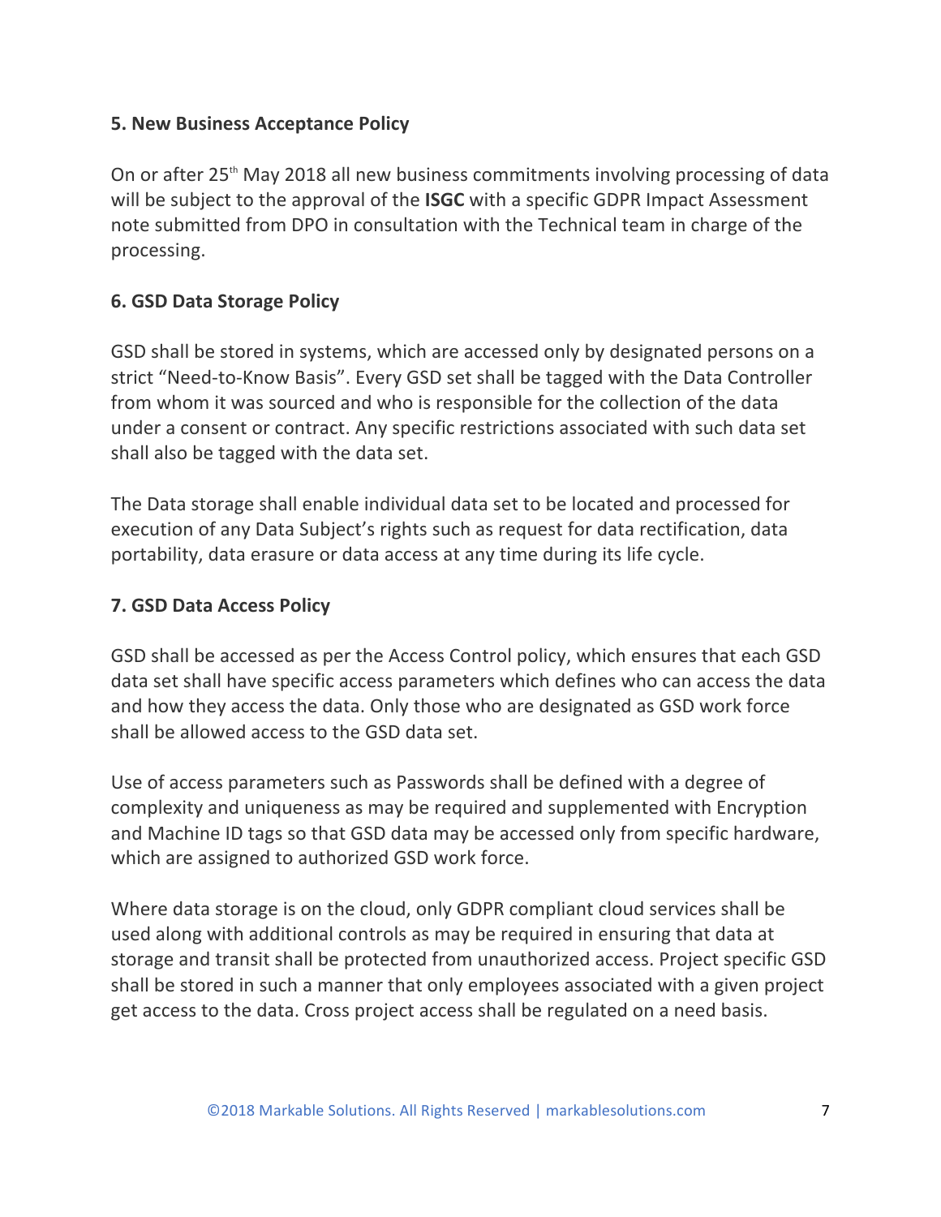### 5. New Business Acceptance Policy

On or after 25th May 2018 all new business commitments involving processing of data will be subject to the approval of the **ISGC** with a specific GDPR Impact Assessment note submitted from DPO in consultation with the Technical team in charge of the processing.

### 6. GSD Data Storage Policy

GSD shall be stored in systems, which are accessed only by designated persons on a strict "Need-to-Know Basis". Every GSD set shall be tagged with the Data Controller from whom it was sourced and who is responsible for the collection of the data under a consent or contract. Any specific restrictions associated with such data set shall also be tagged with the data set.

The Data storage shall enable individual data set to be located and processed for execution of any Data Subject's rights such as request for data rectification, data portability, data erasure or data access at any time during its life cycle.

### 7. GSD Data Access Policy

GSD shall be accessed as per the Access Control policy, which ensures that each GSD data set shall have specific access parameters which defines who can access the data and how they access the data. Only those who are designated as GSD work force shall be allowed access to the GSD data set.

Use of access parameters such as Passwords shall be defined with a degree of complexity and uniqueness as may be required and supplemented with Encryption and Machine ID tags so that GSD data may be accessed only from specific hardware, which are assigned to authorized GSD work force.

Where data storage is on the cloud, only GDPR compliant cloud services shall be used along with additional controls as may be required in ensuring that data at storage and transit shall be protected from unauthorized access. Project specific GSD shall be stored in such a manner that only employees associated with a given project get access to the data. Cross project access shall be regulated on a need basis.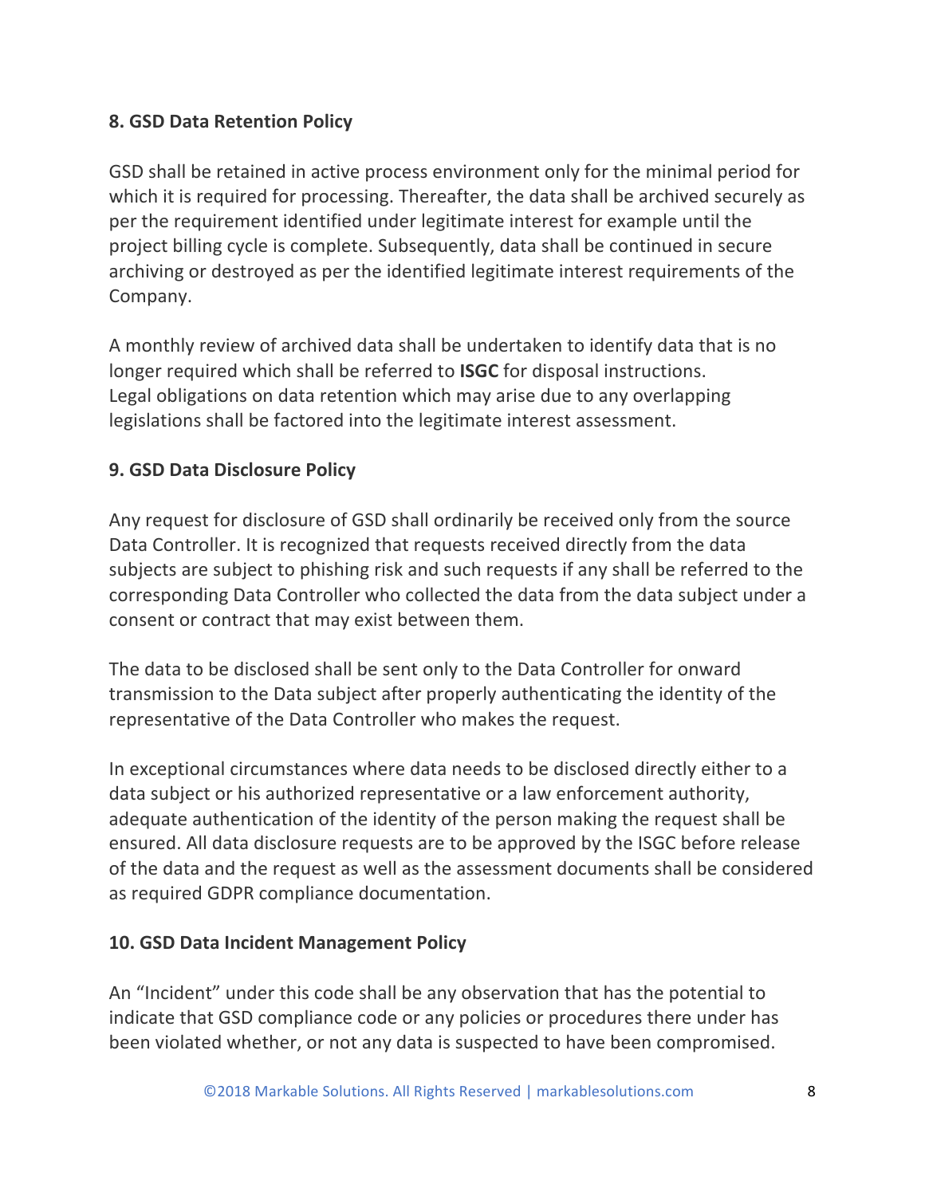### 8. GSD Data Retention Policy

GSD shall be retained in active process environment only for the minimal period for which it is required for processing. Thereafter, the data shall be archived securely as per the requirement identified under legitimate interest for example until the project billing cycle is complete. Subsequently, data shall be continued in secure archiving or destroyed as per the identified legitimate interest requirements of the Company.

A monthly review of archived data shall be undertaken to identify data that is no longer required which shall be referred to **ISGC** for disposal instructions. Legal obligations on data retention which may arise due to any overlapping legislations shall be factored into the legitimate interest assessment.

### 9. GSD Data Disclosure Policy

Any request for disclosure of GSD shall ordinarily be received only from the source Data Controller. It is recognized that requests received directly from the data subjects are subject to phishing risk and such requests if any shall be referred to the corresponding Data Controller who collected the data from the data subject under a consent or contract that may exist between them.

The data to be disclosed shall be sent only to the Data Controller for onward transmission to the Data subject after properly authenticating the identity of the representative of the Data Controller who makes the request.

In exceptional circumstances where data needs to be disclosed directly either to a data subject or his authorized representative or a law enforcement authority, adequate authentication of the identity of the person making the request shall be ensured. All data disclosure requests are to be approved by the ISGC before release of the data and the request as well as the assessment documents shall be considered as required GDPR compliance documentation.

### 10. GSD Data Incident Management Policy

An "Incident" under this code shall be any observation that has the potential to indicate that GSD compliance code or any policies or procedures there under has been violated whether, or not any data is suspected to have been compromised.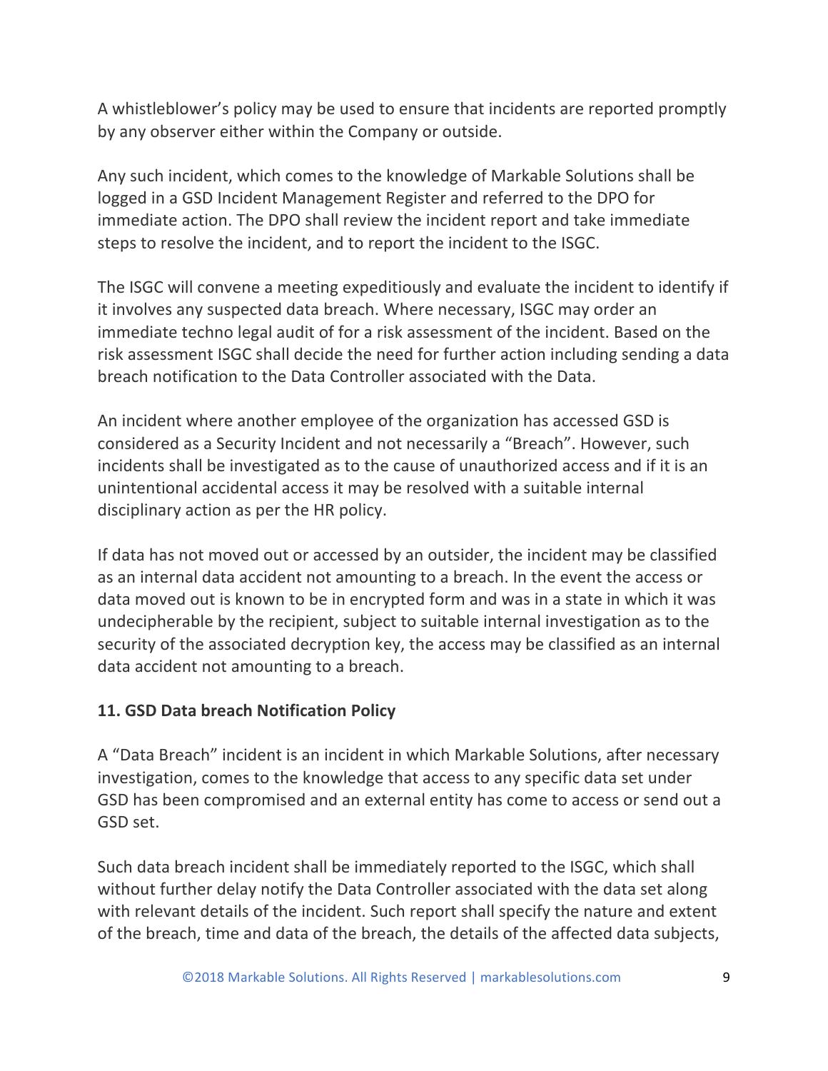A whistleblower's policy may be used to ensure that incidents are reported promptly by any observer either within the Company or outside.

Any such incident, which comes to the knowledge of Markable Solutions shall be logged in a GSD Incident Management Register and referred to the DPO for immediate action. The DPO shall review the incident report and take immediate steps to resolve the incident, and to report the incident to the ISGC.

The ISGC will convene a meeting expeditiously and evaluate the incident to identify if it involves any suspected data breach. Where necessary, ISGC may order an immediate techno legal audit of for a risk assessment of the incident. Based on the risk assessment ISGC shall decide the need for further action including sending a data breach notification to the Data Controller associated with the Data.

An incident where another employee of the organization has accessed GSD is considered as a Security Incident and not necessarily a "Breach". However, such incidents shall be investigated as to the cause of unauthorized access and if it is an unintentional accidental access it may be resolved with a suitable internal disciplinary action as per the HR policy.

If data has not moved out or accessed by an outsider, the incident may be classified as an internal data accident not amounting to a breach. In the event the access or data moved out is known to be in encrypted form and was in a state in which it was undecipherable by the recipient, subject to suitable internal investigation as to the security of the associated decryption key, the access may be classified as an internal data accident not amounting to a breach.

## 11. GSD Data breach Notification Policy

A "Data Breach" incident is an incident in which Markable Solutions, after necessary investigation, comes to the knowledge that access to any specific data set under GSD has been compromised and an external entity has come to access or send out a GSD set.

Such data breach incident shall be immediately reported to the ISGC, which shall without further delay notify the Data Controller associated with the data set along with relevant details of the incident. Such report shall specify the nature and extent of the breach, time and data of the breach, the details of the affected data subjects,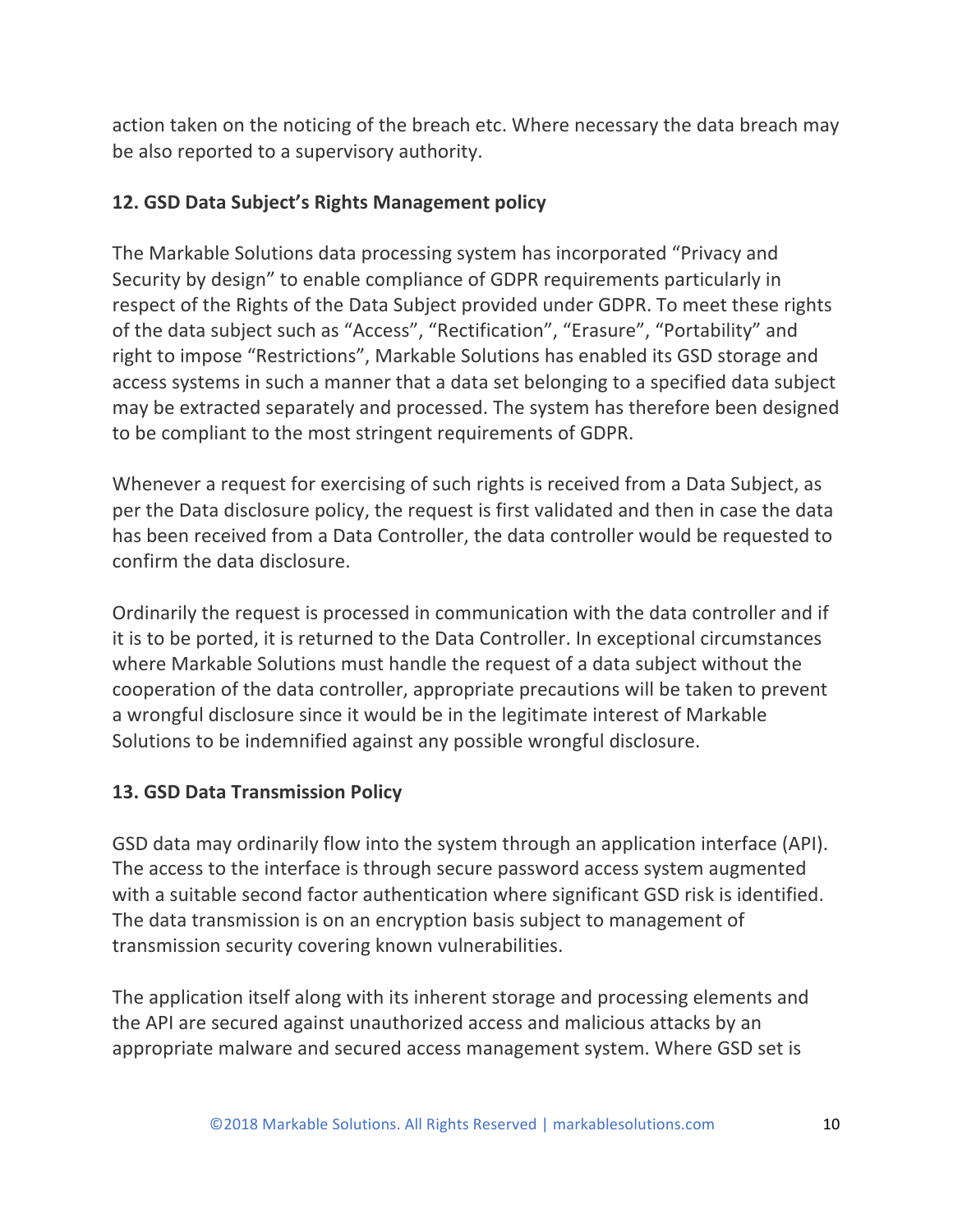action taken on the noticing of the breach etc. Where necessary the data breach may be also reported to a supervisory authority.

## 12. GSD Data Subject's Rights Management policy

The Markable Solutions data processing system has incorporated "Privacy and Security by design" to enable compliance of GDPR requirements particularly in respect of the Rights of the Data Subject provided under GDPR. To meet these rights of the data subject such as "Access", "Rectification", "Erasure", "Portability" and right to impose "Restrictions", Markable Solutions has enabled its GSD storage and access systems in such a manner that a data set belonging to a specified data subject may be extracted separately and processed. The system has therefore been designed to be compliant to the most stringent requirements of GDPR.

Whenever a request for exercising of such rights is received from a Data Subject, as per the Data disclosure policy, the request is first validated and then in case the data has been received from a Data Controller, the data controller would be requested to confirm the data disclosure.

Ordinarily the request is processed in communication with the data controller and if it is to be ported, it is returned to the Data Controller. In exceptional circumstances where Markable Solutions must handle the request of a data subject without the cooperation of the data controller, appropriate precautions will be taken to prevent a wrongful disclosure since it would be in the legitimate interest of Markable Solutions to be indemnified against any possible wrongful disclosure.

## 13. GSD Data Transmission Policy

GSD data may ordinarily flow into the system through an application interface (API). The access to the interface is through secure password access system augmented with a suitable second factor authentication where significant GSD risk is identified. The data transmission is on an encryption basis subject to management of transmission security covering known vulnerabilities.

The application itself along with its inherent storage and processing elements and the API are secured against unauthorized access and malicious attacks by an appropriate malware and secured access management system. Where GSD set is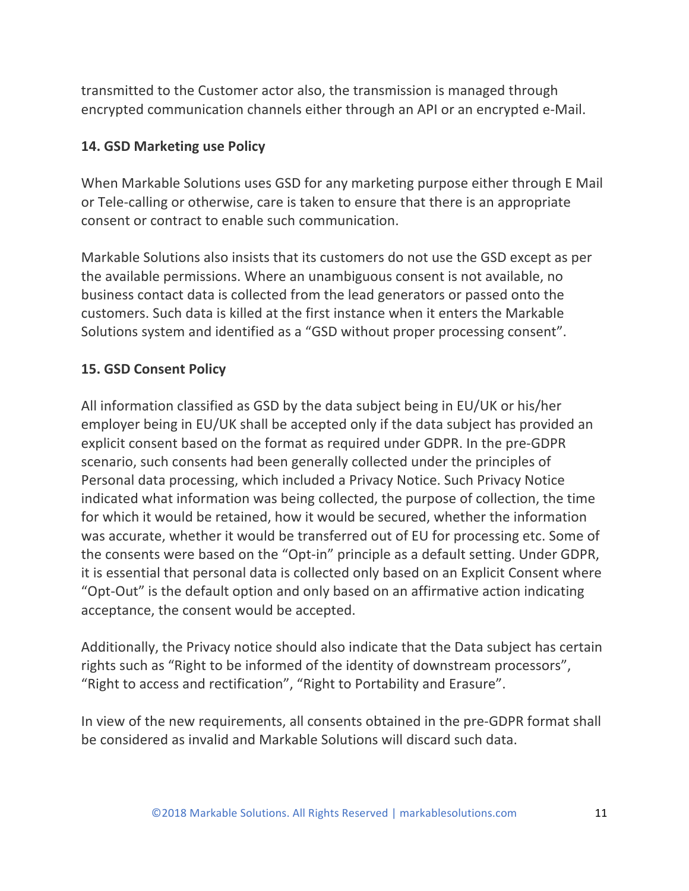transmitted to the Customer actor also, the transmission is managed through encrypted communication channels either through an API or an encrypted e-Mail.

**14. GSD Marketing use Policy**

When Markable Solutions uses GSD for any marketing purpose either through E Mail or Tele-calling or otherwise, care is taken to ensure that there is an appropriate consent or contract to enable such communication.

Markable Solutions also insists that its customers do not use the GSD except as per the available permissions. Where an unambiguous consent is not available, no business contact data is collected from the lead generators or passed onto the customers. Such data is killed at the first instance when it enters the Markable Solutions system and identified as a "GSD without proper processing consent".

**15. GSD Consent Policy**

All information classified as GSD by the data subject being in EU/UK or his/her employer being in EU/UK shall be accepted only if the data subject has provided an explicit consent based on the format as required under GDPR. In the pre-GDPR scenario, such consents had been generally collected under the principles of Personal data processing, which included a Privacy Notice. Such Privacy Notice indicated what information was being collected, the purpose of collection, the time for which it would be retained, how it would be secured, whether the information was accurate, whether it would be transferred out of EU for processing etc. Some of the consents were based on the "Opt-in" principle as a default setting. Under GDPR, it is essential that personal data is collected only based on an Explicit Consent where "Opt-Out" is the default option and only based on an affirmative action indicating acceptance, the consent would be accepted.

Additionally, the Privacy notice should also indicate that the Data subject has certain rights such as "Right to be informed of the identity of downstream processors", "Right to access and rectification", "Right to Portability and Erasure".

In view of the new requirements, all consents obtained in the pre-GDPR format shall be considered as invalid and Markable Solutions will discard such data.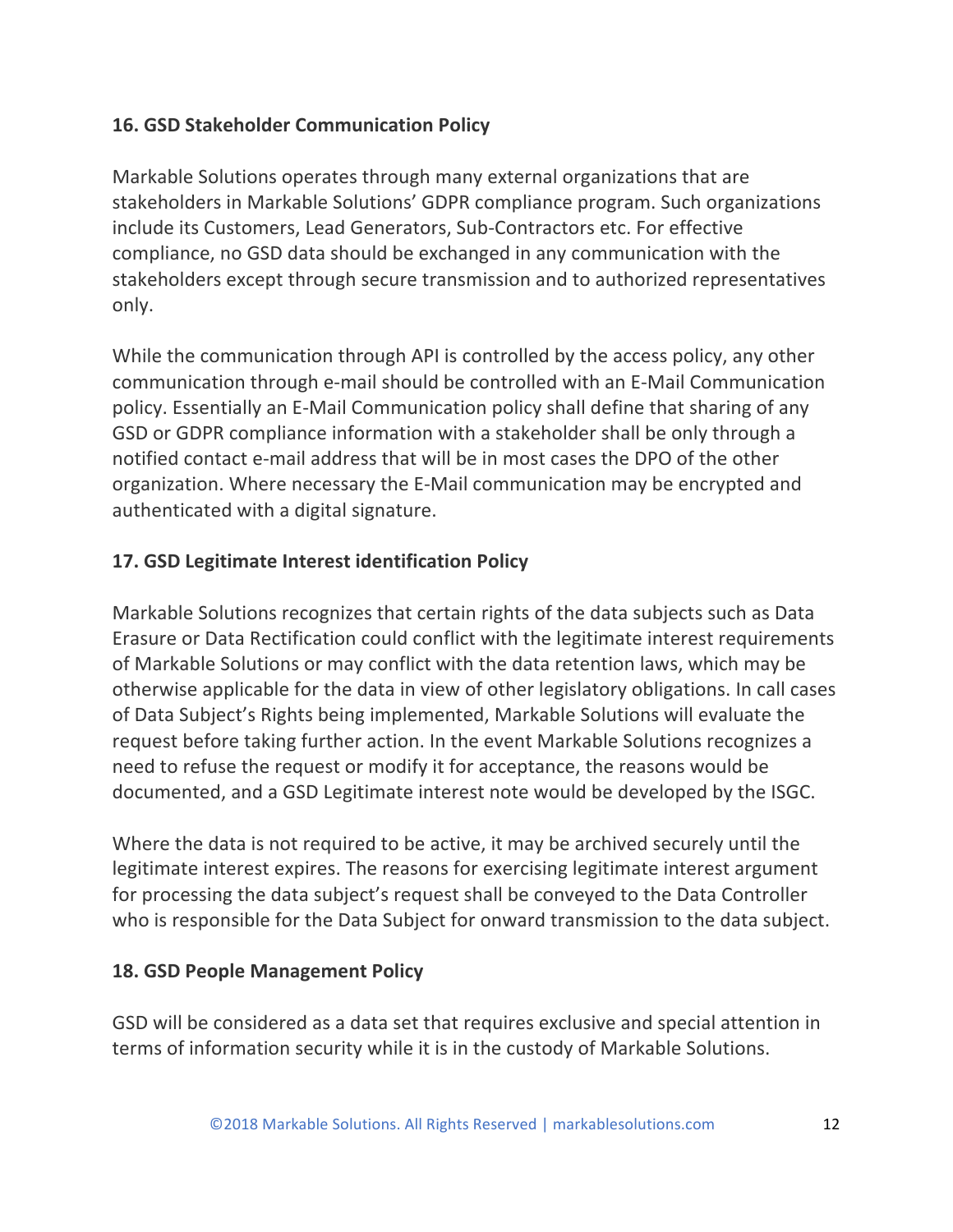**16. GSD Stakeholder Communication Policy**

Markable Solutions operates through many external organizations that are stakeholders in Markable Solutions' GDPR compliance program. Such organizations include its Customers, Lead Generators, Sub-Contractors etc. For effective compliance, no GSD data should be exchanged in any communication with the stakeholders except through secure transmission and to authorized representatives only.

While the communication through API is controlled by the access policy, any other communication through e-mail should be controlled with an E-Mail Communication policy. Essentially an E-Mail Communication policy shall define that sharing of any GSD or GDPR compliance information with a stakeholder shall be only through a notified contact e-mail address that will be in most cases the DPO of the other organization. Where necessary the E-Mail communication may be encrypted and authenticated with a digital signature.

**17. GSD Legitimate Interest identification Policy**

Markable Solutions recognizes that certain rights of the data subjects such as Data Erasure or Data Rectification could conflict with the legitimate interest requirements of Markable Solutions or may conflict with the data retention laws, which may be otherwise applicable for the data in view of other legislatory obligations. In call cases of Data Subject's Rights being implemented, Markable Solutions will evaluate the request before taking further action. In the event Markable Solutions recognizes a need to refuse the request or modify it for acceptance, the reasons would be documented, and a GSD Legitimate interest note would be developed by the ISGC.

Where the data is not required to be active, it may be archived securely until the legitimate interest expires. The reasons for exercising legitimate interest argument for processing the data subject's request shall be conveyed to the Data Controller who is responsible for the Data Subject for onward transmission to the data subject.

**18. GSD People Management Policy**

GSD will be considered as a data set that requires exclusive and special attention in terms of information security while it is in the custody of Markable Solutions.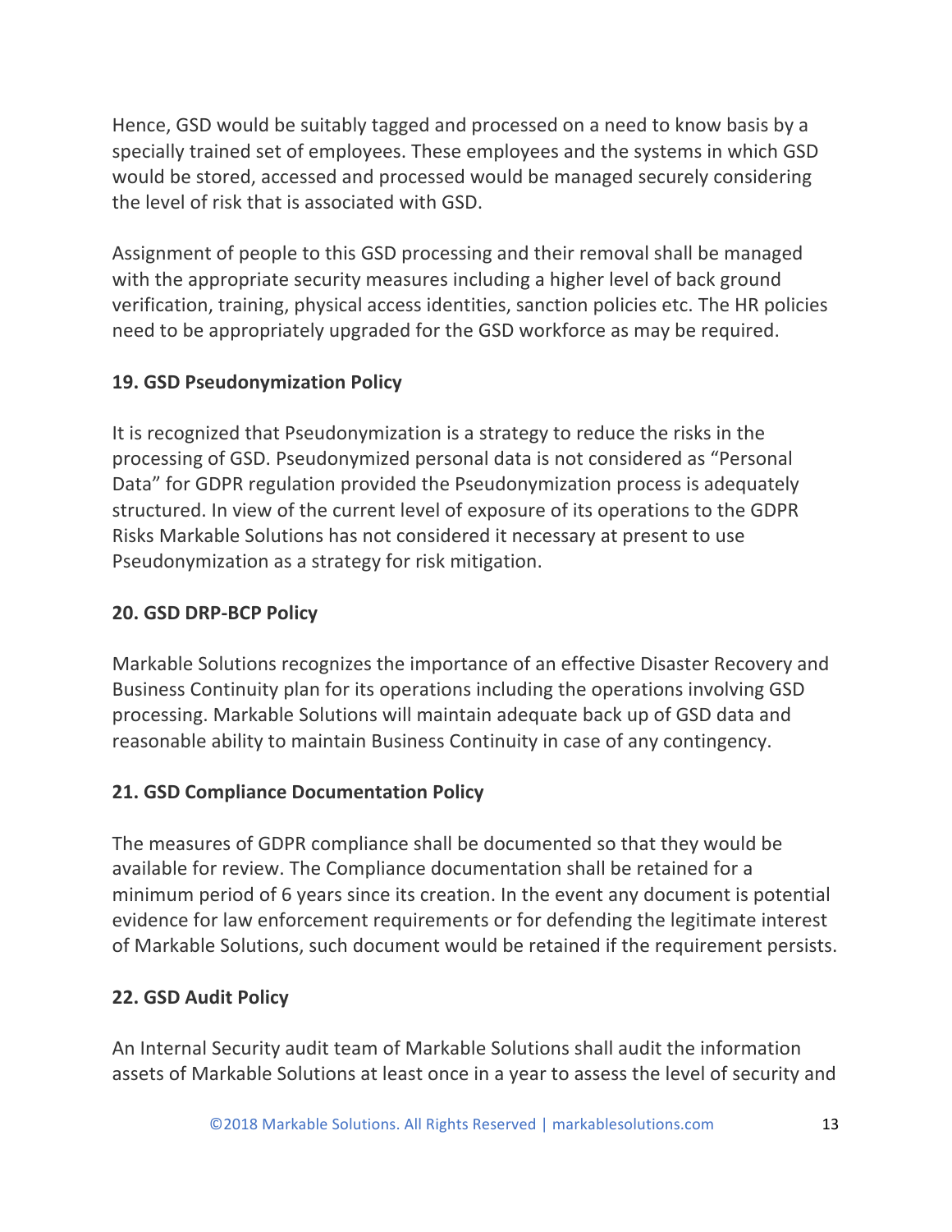Hence, GSD would be suitably tagged and processed on a need to know basis by a specially trained set of employees. These employees and the systems in which GSD would be stored, accessed and processed would be managed securely considering the level of risk that is associated with GSD.

Assignment of people to this GSD processing and their removal shall be managed with the appropriate security measures including a higher level of back ground verification, training, physical access identities, sanction policies etc. The HR policies need to be appropriately upgraded for the GSD workforce as may be required.

**19. GSD Pseudonymization Policy**

It is recognized that Pseudonymization is a strategy to reduce the risks in the processing of GSD. Pseudonymized personal data is not considered as "Personal Data" for GDPR regulation provided the Pseudonymization process is adequately structured. In view of the current level of exposure of its operations to the GDPR Risks Markable Solutions has not considered it necessary at present to use Pseudonymization as a strategy for risk mitigation.

**20. GSD DRP-BCP Policy**

Markable Solutions recognizes the importance of an effective Disaster Recovery and Business Continuity plan for its operations including the operations involving GSD processing. Markable Solutions will maintain adequate back up of GSD data and reasonable ability to maintain Business Continuity in case of any contingency.

**21. GSD Compliance Documentation Policy**

The measures of GDPR compliance shall be documented so that they would be available for review. The Compliance documentation shall be retained for a minimum period of 6 years since its creation. In the event any document is potential evidence for law enforcement requirements or for defending the legitimate interest of Markable Solutions, such document would be retained if the requirement persists.

**22. GSD Audit Policy**

An Internal Security audit team of Markable Solutions shall audit the information assets of Markable Solutions at least once in a year to assess the level of security and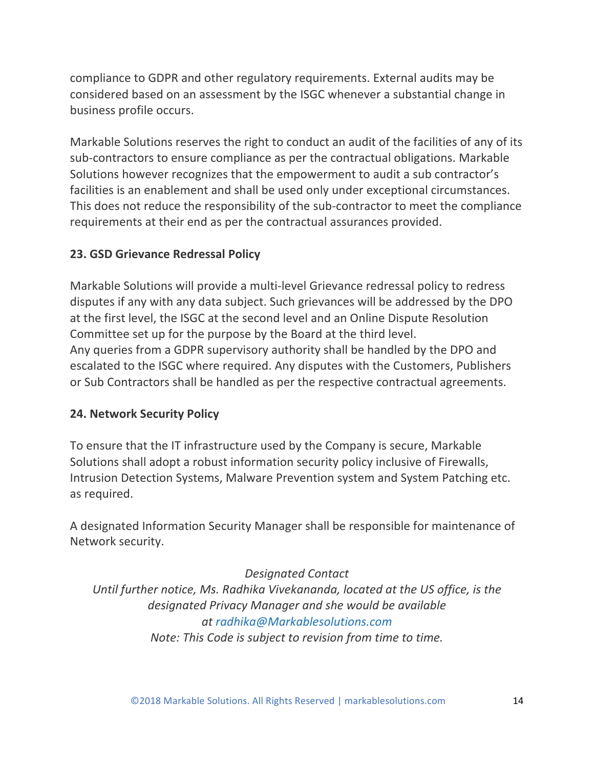compliance to GDPR and other regulatory requirements. External audits may be considered based on an assessment by the ISGC whenever a substantial change in business profile occurs.

Markable Solutions reserves the right to conduct an audit of the facilities of any of its sub-contractors to ensure compliance as per the contractual obligations. Markable Solutions however recognizes that the empowerment to audit a sub contractor's facilities is an enablement and shall be used only under exceptional circumstances. This does not reduce the responsibility of the sub-contractor to meet the compliance requirements at their end as per the contractual assurances provided.

**23. GSD Grievance Redressal Policy**

Markable Solutions will provide a multi-level Grievance redressal policy to redress disputes if any with any data subject. Such grievances will be addressed by the DPO at the first level, the ISGC at the second level and an Online Dispute Resolution Committee set up for the purpose by the Board at the third level.
Any queries from a GDPR supervisory authority shall be handled by the DPO and escalated to the ISGC where required. Any disputes with the Customers, Publishers or Sub Contractors shall be handled as per the respective contractual agreements.

**24. Network Security Policy**

To ensure that the IT infrastructure used by the Company is secure, Markable Solutions shall adopt a robust information security policy inclusive of Firewalls, Intrusion Detection Systems, Malware Prevention system and System Patching etc. as required.

A designated Information Security Manager shall be responsible for maintenance of Network security.

*Designated Contact*
*Until further notice, Ms. Radhika Vivekananda, located at the US office, is the designated Privacy Manager and she would be available at radhika@Markablesolutions.com*
*Note: This Code is subject to revision from time to time.*